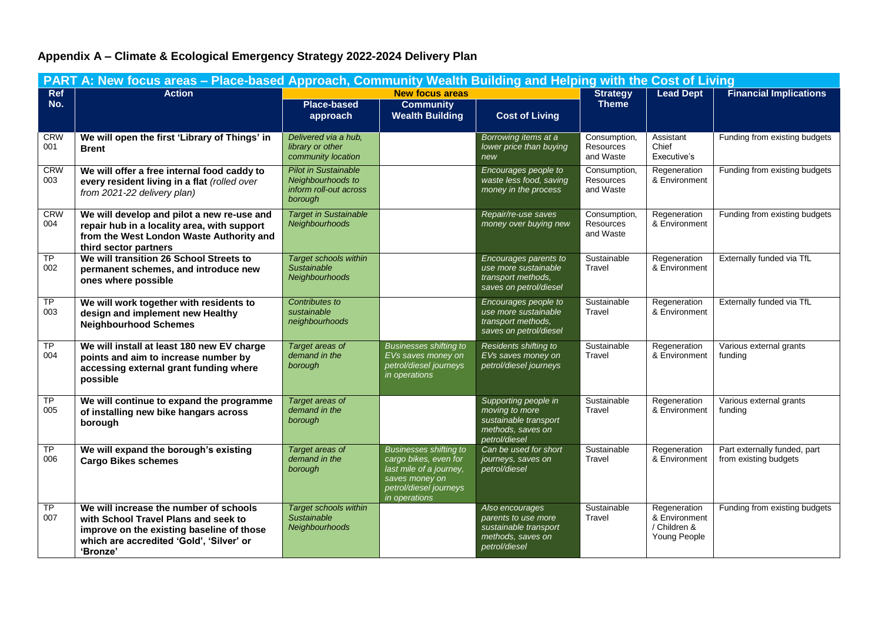# Appendix A – Climate & Ecological Emergency Strategy 2022-2024 Delivery Plan

## PART A: New focus areas – Place-based Approach, Community Wealth Building and Helping with the Cost of Living

| Ref No. | Action | New focus areas | | | Strategy Theme | Lead Dept | Financial Implications |
|---|---|---|---|---|---|---|---|
| | | Place-based approach | Community Wealth Building | Cost of Living | | | |
| CRW 001 | **We will open the first 'Library of Things' in Brent** | *Delivered via a hub, library or other community location* | | *Borrowing items at a lower price than buying new* | Consumption, Resources and Waste | Assistant Chief Executive's | Funding from existing budgets |
| CRW 003 | **We will offer a free internal food caddy to every resident living in a flat** *(rolled over from 2021-22 delivery plan)* | *Pilot in Sustainable Neighbourhoods to inform roll-out across borough* | | *Encourages people to waste less food, saving money in the process* | Consumption, Resources and Waste | Regeneration & Environment | Funding from existing budgets |
| CRW 004 | **We will develop and pilot a new re-use and repair hub in a locality area, with support from the West London Waste Authority and third sector partners** | *Target in Sustainable Neighbourhoods* | | *Repair/re-use saves money over buying new* | Consumption, Resources and Waste | Regeneration & Environment | Funding from existing budgets |
| TP 002 | **We will transition 26 School Streets to permanent schemes, and introduce new ones where possible** | *Target schools within Sustainable Neighbourhoods* | | *Encourages parents to use more sustainable transport methods, saves on petrol/diesel* | Sustainable Travel | Regeneration & Environment | Externally funded via TfL |
| TP 003 | **We will work together with residents to design and implement new Healthy Neighbourhood Schemes** | *Contributes to sustainable neighbourhoods* | | *Encourages people to use more sustainable transport methods, saves on petrol/diesel* | Sustainable Travel | Regeneration & Environment | Externally funded via TfL |
| TP 004 | **We will install at least 180 new EV charge points and aim to increase number by accessing external grant funding where possible** | *Target areas of demand in the borough* | *Businesses shifting to EVs saves money on petrol/diesel journeys in operations* | *Residents shifting to EVs saves money on petrol/diesel journeys* | Sustainable Travel | Regeneration & Environment | Various external grants funding |
| TP 005 | **We will continue to expand the programme of installing new bike hangars across borough** | *Target areas of demand in the borough* | | *Supporting people in moving to more sustainable transport methods, saves on petrol/diesel* | Sustainable Travel | Regeneration & Environment | Various external grants funding |
| TP 006 | **We will expand the borough's existing Cargo Bikes schemes** | *Target areas of demand in the borough* | *Businesses shifting to cargo bikes, even for last mile of a journey, saves money on petrol/diesel journeys in operations* | *Can be used for short journeys, saves on petrol/diesel* | Sustainable Travel | Regeneration & Environment | Part externally funded, part from existing budgets |
| TP 007 | **We will increase the number of schools with School Travel Plans and seek to improve on the existing baseline of those which are accredited 'Gold', 'Silver' or 'Bronze'** | *Target schools within Sustainable Neighbourhoods* | | *Also encourages parents to use more sustainable transport methods, saves on petrol/diesel* | Sustainable Travel | Regeneration & Environment / Children & Young People | Funding from existing budgets |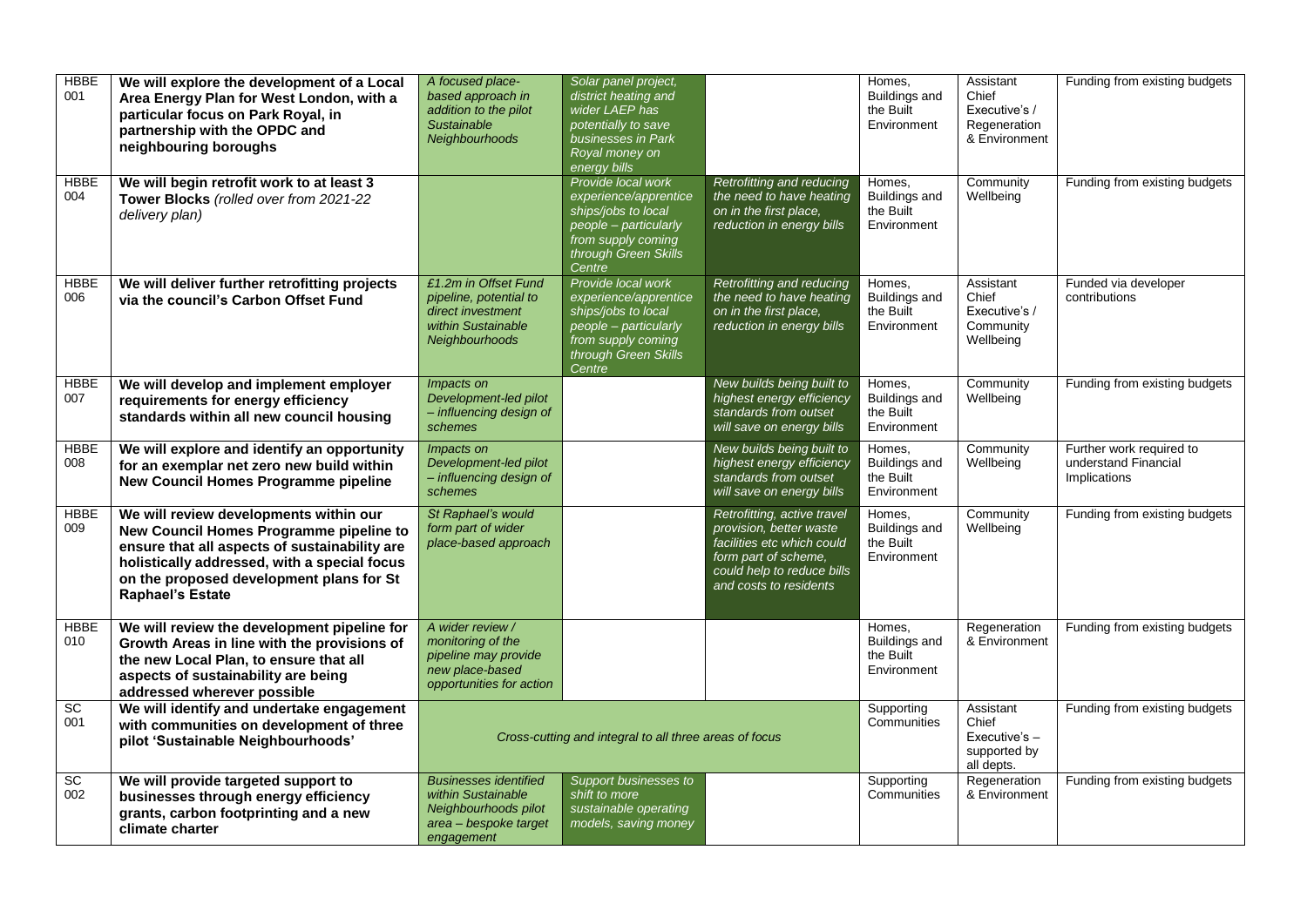| HBBE 001 | **We will explore the development of a Local Area Energy Plan for West London, with a particular focus on Park Royal, in partnership with the OPDC and neighbouring boroughs** | *A focused place-based approach in addition to the pilot Sustainable Neighbourhoods* | *Solar panel project, district heating and wider LAEP has potentially to save businesses in Park Royal money on energy bills* | | Homes, Buildings and the Built Environment | Assistant Chief Executive's / Regeneration & Environment | Funding from existing budgets |
|---|---|---|---|---|---|---|---|
| HBBE 004 | **We will begin retrofit work to at least 3 Tower Blocks** *(rolled over from 2021-22 delivery plan)* | | *Provide local work experience/apprenticeships/jobs to local people – particularly from supply coming through Green Skills Centre* | *Retrofitting and reducing the need to have heating on in the first place, reduction in energy bills* | Homes, Buildings and the Built Environment | Community Wellbeing | Funding from existing budgets |
| HBBE 006 | **We will deliver further retrofitting projects via the council's Carbon Offset Fund** | *£1.2m in Offset Fund pipeline, potential to direct investment within Sustainable Neighbourhoods* | *Provide local work experience/apprenticeships/jobs to local people – particularly from supply coming through Green Skills Centre* | *Retrofitting and reducing the need to have heating on in the first place, reduction in energy bills* | Homes, Buildings and the Built Environment | Assistant Chief Executive's / Community Wellbeing | Funded via developer contributions |
| HBBE 007 | **We will develop and implement employer requirements for energy efficiency standards within all new council housing** | *Impacts on Development-led pilot – influencing design of schemes* | | *New builds being built to highest energy efficiency standards from outset will save on energy bills* | Homes, Buildings and the Built Environment | Community Wellbeing | Funding from existing budgets |
| HBBE 008 | **We will explore and identify an opportunity for an exemplar net zero new build within New Council Homes Programme pipeline** | *Impacts on Development-led pilot – influencing design of schemes* | | *New builds being built to highest energy efficiency standards from outset will save on energy bills* | Homes, Buildings and the Built Environment | Community Wellbeing | Further work required to understand Financial Implications |
| HBBE 009 | **We will review developments within our New Council Homes Programme pipeline to ensure that all aspects of sustainability are holistically addressed, with a special focus on the proposed development plans for St Raphael's Estate** | *St Raphael's would form part of wider place-based approach* | | *Retrofitting, active travel provision, better waste facilities etc which could form part of scheme, could help to reduce bills and costs to residents* | Homes, Buildings and the Built Environment | Community Wellbeing | Funding from existing budgets |
| HBBE 010 | **We will review the development pipeline for Growth Areas in line with the provisions of the new Local Plan, to ensure that all aspects of sustainability are being addressed wherever possible** | *A wider review / monitoring of the pipeline may provide new place-based opportunities for action* | | | Homes, Buildings and the Built Environment | Regeneration & Environment | Funding from existing budgets |
| SC 001 | **We will identify and undertake engagement with communities on development of three pilot 'Sustainable Neighbourhoods'** | *Cross-cutting and integral to all three areas of focus* | | | Supporting Communities | Assistant Chief Executive's – supported by all depts. | Funding from existing budgets |
| SC 002 | **We will provide targeted support to businesses through energy efficiency grants, carbon footprinting and a new climate charter** | *Businesses identified within Sustainable Neighbourhoods pilot area – bespoke target engagement* | *Support businesses to shift to more sustainable operating models, saving money* | | Supporting Communities | Regeneration & Environment | Funding from existing budgets |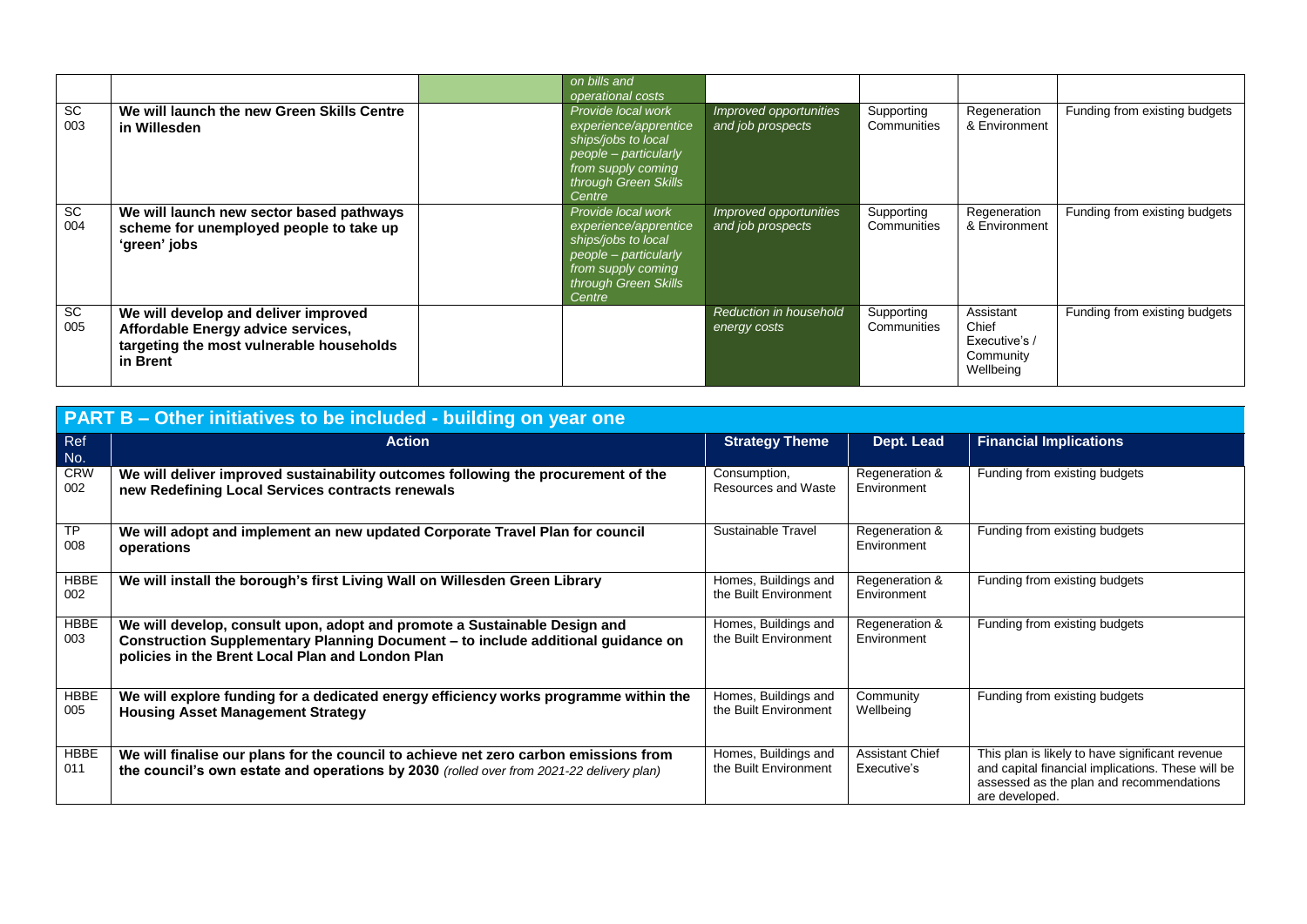| | | | | | | | |
|---|---|---|---|---|---|---|---|
| | | | *on bills and operational costs* | | | | |
| SC 003 | **We will launch the new Green Skills Centre in Willesden** | | *Provide local work experience/apprenticeships/jobs to local people – particularly from supply coming through Green Skills Centre* | *Improved opportunities and job prospects* | Supporting Communities | Regeneration & Environment | Funding from existing budgets |
| SC 004 | **We will launch new sector based pathways scheme for unemployed people to take up 'green' jobs** | | *Provide local work experience/apprenticeships/jobs to local people – particularly from supply coming through Green Skills Centre* | *Improved opportunities and job prospects* | Supporting Communities | Regeneration & Environment | Funding from existing budgets |
| SC 005 | **We will develop and deliver improved Affordable Energy advice services, targeting the most vulnerable households in Brent** | | | *Reduction in household energy costs* | Supporting Communities | Assistant Chief Executive's / Community Wellbeing | Funding from existing budgets |

## PART B – Other initiatives to be included - building on year one

| Ref No. | Action | Strategy Theme | Dept. Lead | Financial Implications |
|---|---|---|---|---|
| CRW 002 | **We will deliver improved sustainability outcomes following the procurement of the new Redefining Local Services contracts renewals** | Consumption, Resources and Waste | Regeneration & Environment | Funding from existing budgets |
| TP 008 | **We will adopt and implement an new updated Corporate Travel Plan for council operations** | Sustainable Travel | Regeneration & Environment | Funding from existing budgets |
| HBBE 002 | **We will install the borough's first Living Wall on Willesden Green Library** | Homes, Buildings and the Built Environment | Regeneration & Environment | Funding from existing budgets |
| HBBE 003 | **We will develop, consult upon, adopt and promote a Sustainable Design and Construction Supplementary Planning Document – to include additional guidance on policies in the Brent Local Plan and London Plan** | Homes, Buildings and the Built Environment | Regeneration & Environment | Funding from existing budgets |
| HBBE 005 | **We will explore funding for a dedicated energy efficiency works programme within the Housing Asset Management Strategy** | Homes, Buildings and the Built Environment | Community Wellbeing | Funding from existing budgets |
| HBBE 011 | **We will finalise our plans for the council to achieve net zero carbon emissions from the council's own estate and operations by 2030** *(rolled over from 2021-22 delivery plan)* | Homes, Buildings and the Built Environment | Assistant Chief Executive's | This plan is likely to have significant revenue and capital financial implications. These will be assessed as the plan and recommendations are developed. |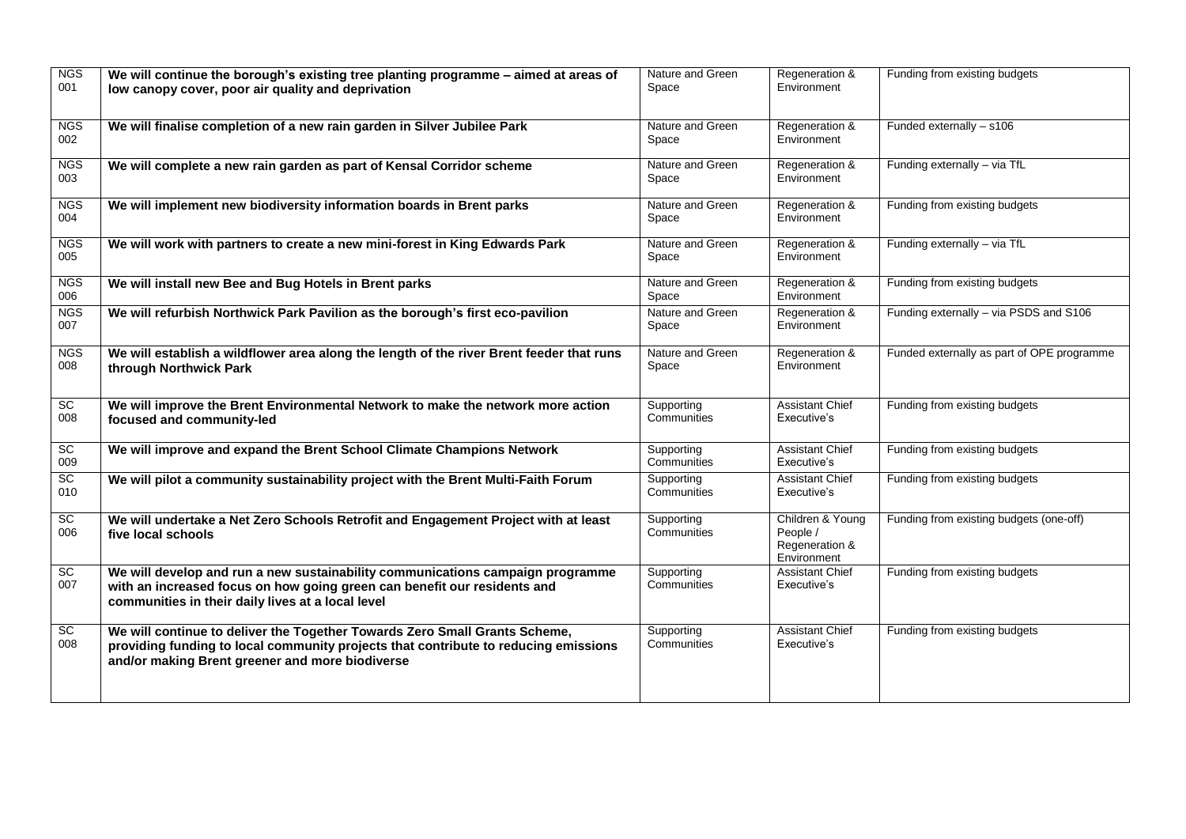| | | | | |
|---|---|---|---|---|
| NGS 001 | **We will continue the borough's existing tree planting programme – aimed at areas of low canopy cover, poor air quality and deprivation** | Nature and Green Space | Regeneration & Environment | Funding from existing budgets |
| NGS 002 | **We will finalise completion of a new rain garden in Silver Jubilee Park** | Nature and Green Space | Regeneration & Environment | Funded externally – s106 |
| NGS 003 | **We will complete a new rain garden as part of Kensal Corridor scheme** | Nature and Green Space | Regeneration & Environment | Funding externally – via TfL |
| NGS 004 | **We will implement new biodiversity information boards in Brent parks** | Nature and Green Space | Regeneration & Environment | Funding from existing budgets |
| NGS 005 | **We will work with partners to create a new mini-forest in King Edwards Park** | Nature and Green Space | Regeneration & Environment | Funding externally – via TfL |
| NGS 006 | **We will install new Bee and Bug Hotels in Brent parks** | Nature and Green Space | Regeneration & Environment | Funding from existing budgets |
| NGS 007 | **We will refurbish Northwick Park Pavilion as the borough's first eco-pavilion** | Nature and Green Space | Regeneration & Environment | Funding externally – via PSDS and S106 |
| NGS 008 | **We will establish a wildflower area along the length of the river Brent feeder that runs through Northwick Park** | Nature and Green Space | Regeneration & Environment | Funded externally as part of OPE programme |
| SC 008 | **We will improve the Brent Environmental Network to make the network more action focused and community-led** | Supporting Communities | Assistant Chief Executive's | Funding from existing budgets |
| SC 009 | **We will improve and expand the Brent School Climate Champions Network** | Supporting Communities | Assistant Chief Executive's | Funding from existing budgets |
| SC 010 | **We will pilot a community sustainability project with the Brent Multi-Faith Forum** | Supporting Communities | Assistant Chief Executive's | Funding from existing budgets |
| SC 006 | **We will undertake a Net Zero Schools Retrofit and Engagement Project with at least five local schools** | Supporting Communities | Children & Young People / Regeneration & Environment | Funding from existing budgets (one-off) |
| SC 007 | **We will develop and run a new sustainability communications campaign programme with an increased focus on how going green can benefit our residents and communities in their daily lives at a local level** | Supporting Communities | Assistant Chief Executive's | Funding from existing budgets |
| SC 008 | **We will continue to deliver the Together Towards Zero Small Grants Scheme, providing funding to local community projects that contribute to reducing emissions and/or making Brent greener and more biodiverse** | Supporting Communities | Assistant Chief Executive's | Funding from existing budgets |